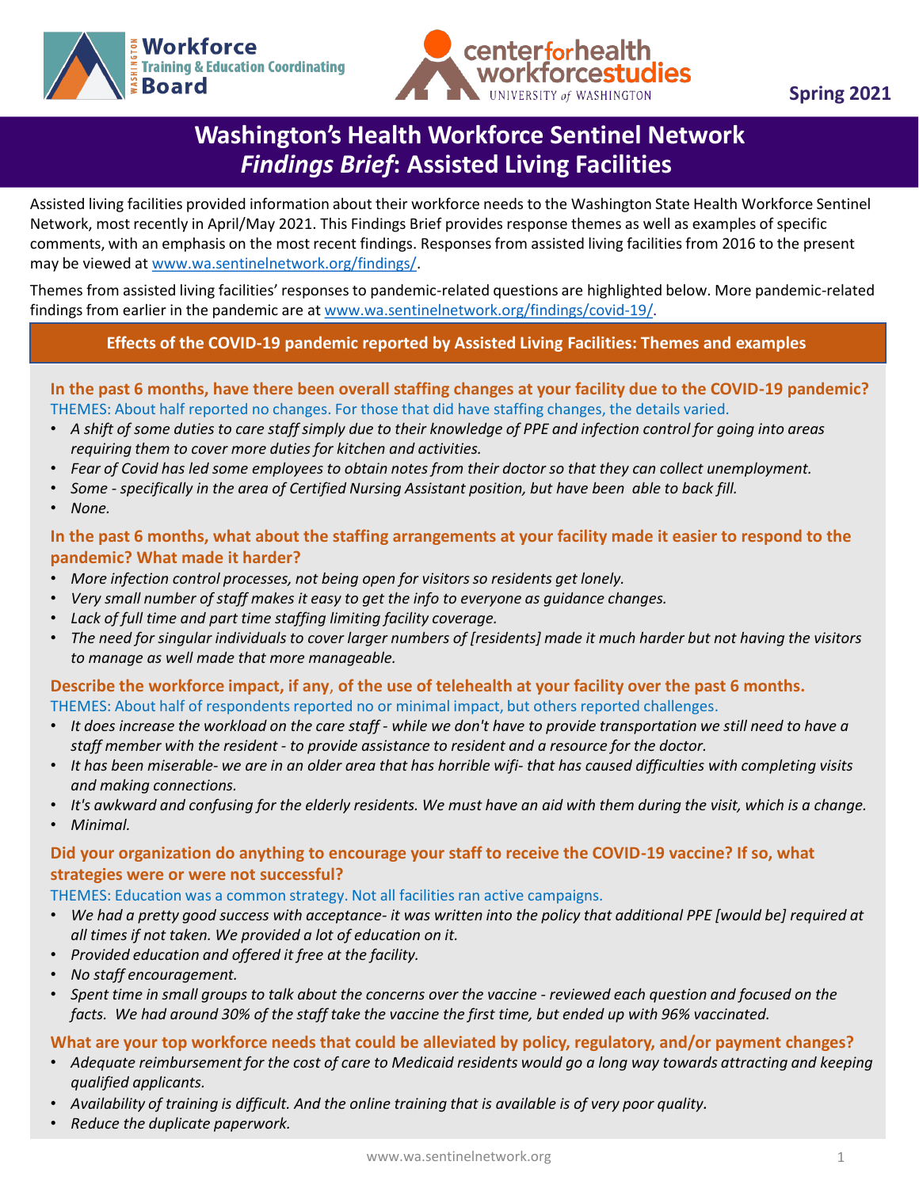Workforce Training & Education Coordinating Board

center for health workforce studies — UNIVERSITY of WASHINGTON

Spring 2021

# Washington's Health Workforce Sentinel Network *Findings Brief*: Assisted Living Facilities

Assisted living facilities provided information about their workforce needs to the Washington State Health Workforce Sentinel Network, most recently in April/May 2021. This Findings Brief provides response themes as well as examples of specific comments, with an emphasis on the most recent findings. Responses from assisted living facilities from 2016 to the present may be viewed at www.wa.sentinelnetwork.org/findings/.

Themes from assisted living facilities' responses to pandemic-related questions are highlighted below. More pandemic-related findings from earlier in the pandemic are at www.wa.sentinelnetwork.org/findings/covid-19/.

## Effects of the COVID-19 pandemic reported by Assisted Living Facilities: Themes and examples

### In the past 6 months, have there been overall staffing changes at your facility due to the COVID-19 pandemic?

THEMES: About half reported no changes. For those that did have staffing changes, the details varied.

- *A shift of some duties to care staff simply due to their knowledge of PPE and infection control for going into areas requiring them to cover more duties for kitchen and activities.*
- *Fear of Covid has led some employees to obtain notes from their doctor so that they can collect unemployment.*
- *Some - specifically in the area of Certified Nursing Assistant position, but have been able to back fill.*
- *None.*

### In the past 6 months, what about the staffing arrangements at your facility made it easier to respond to the pandemic? What made it harder?

- *More infection control processes, not being open for visitors so residents get lonely.*
- *Very small number of staff makes it easy to get the info to everyone as guidance changes.*
- *Lack of full time and part time staffing limiting facility coverage.*
- *The need for singular individuals to cover larger numbers of [residents] made it much harder but not having the visitors to manage as well made that more manageable.*

### Describe the workforce impact, if any, of the use of telehealth at your facility over the past 6 months.

THEMES: About half of respondents reported no or minimal impact, but others reported challenges.

- *It does increase the workload on the care staff - while we don't have to provide transportation we still need to have a staff member with the resident - to provide assistance to resident and a resource for the doctor.*
- *It has been miserable- we are in an older area that has horrible wifi- that has caused difficulties with completing visits and making connections.*
- *It's awkward and confusing for the elderly residents. We must have an aid with them during the visit, which is a change.*
- *Minimal.*

### Did your organization do anything to encourage your staff to receive the COVID-19 vaccine? If so, what strategies were or were not successful?

THEMES: Education was a common strategy. Not all facilities ran active campaigns.

- *We had a pretty good success with acceptance- it was written into the policy that additional PPE [would be] required at all times if not taken. We provided a lot of education on it.*
- *Provided education and offered it free at the facility.*
- *No staff encouragement.*
- *Spent time in small groups to talk about the concerns over the vaccine - reviewed each question and focused on the facts. We had around 30% of the staff take the vaccine the first time, but ended up with 96% vaccinated.*

### What are your top workforce needs that could be alleviated by policy, regulatory, and/or payment changes?

- *Adequate reimbursement for the cost of care to Medicaid residents would go a long way towards attracting and keeping qualified applicants.*
- *Availability of training is difficult. And the online training that is available is of very poor quality.*
- *Reduce the duplicate paperwork.*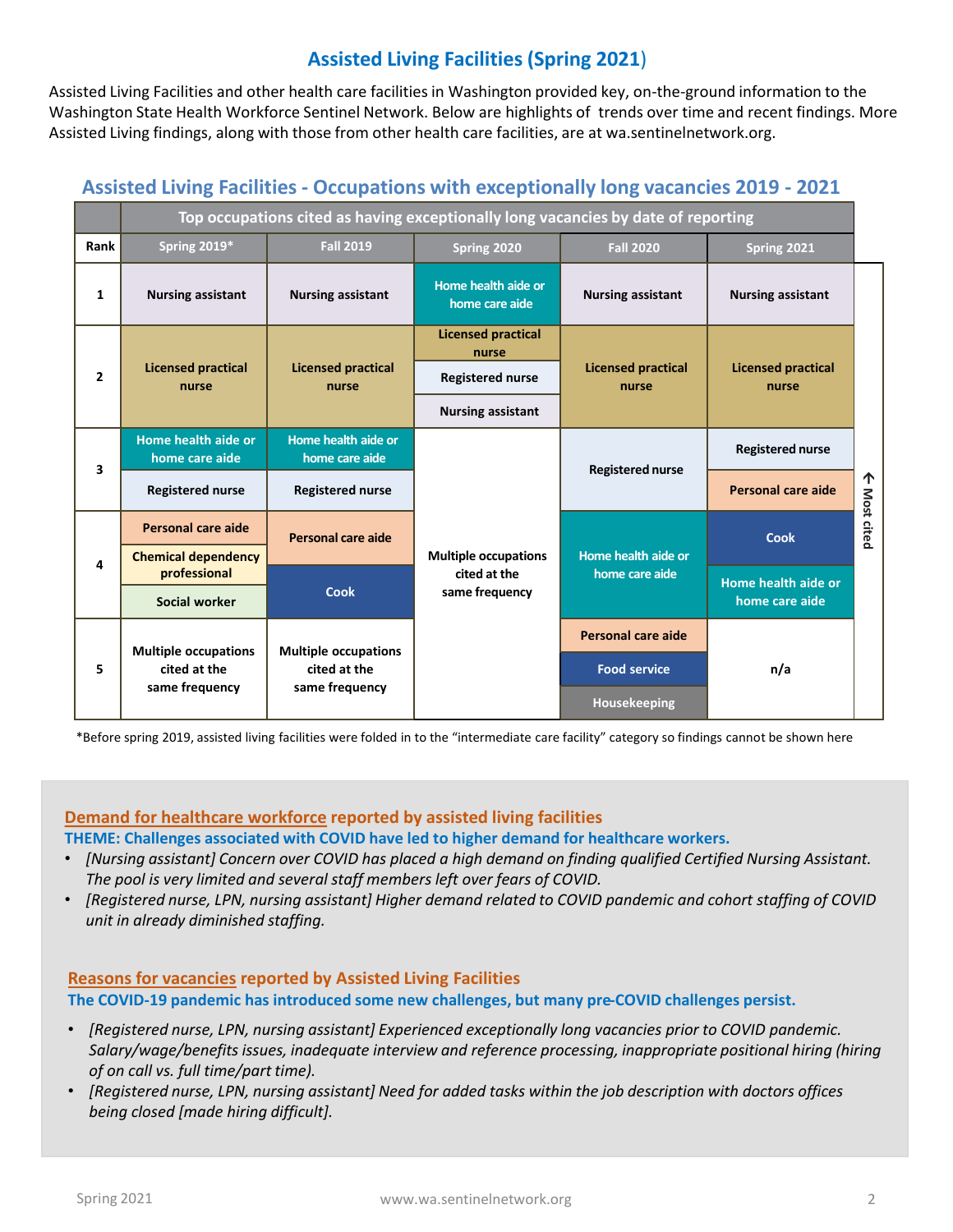# Assisted Living Facilities (Spring 2021)

Assisted Living Facilities and other health care facilities in Washington provided key, on-the-ground information to the Washington State Health Workforce Sentinel Network. Below are highlights of trends over time and recent findings. More Assisted Living findings, along with those from other health care facilities, are at wa.sentinelnetwork.org.

## Assisted Living Facilities - Occupations with exceptionally long vacancies 2019 - 2021

| Rank | Spring 2019* | Fall 2019 | Spring 2020 | Fall 2020 | Spring 2021 |
|---|---|---|---|---|---|
| 1 | Nursing assistant | Nursing assistant | Home health aide or home care aide | Nursing assistant | Nursing assistant |
| 2 | Licensed practical nurse | Licensed practical nurse | Licensed practical nurse; Registered nurse; Nursing assistant | Licensed practical nurse | Licensed practical nurse |
| 3 | Home health aide or home care aide; Registered nurse | Home health aide or home care aide; Registered nurse | Multiple occupations cited at the same frequency | Registered nurse | Registered nurse; Personal care aide |
| 4 | Personal care aide; Chemical dependency professional; Social worker | Personal care aide; Cook | | Home health aide or home care aide | Cook; Home health aide or home care aide |
| 5 | Multiple occupations cited at the same frequency | Multiple occupations cited at the same frequency | | Personal care aide; Food service; Housekeeping | n/a |

Top occupations cited as having exceptionally long vacancies by date of reporting (← Most cited)

*Before spring 2019, assisted living facilities were folded in to the "intermediate care facility" category so findings cannot be shown here

### Demand for healthcare workforce reported by assisted living facilities

**THEME: Challenges associated with COVID have led to higher demand for healthcare workers.**

- *[Nursing assistant] Concern over COVID has placed a high demand on finding qualified Certified Nursing Assistant. The pool is very limited and several staff members left over fears of COVID.*
- *[Registered nurse, LPN, nursing assistant] Higher demand related to COVID pandemic and cohort staffing of COVID unit in already diminished staffing.*

### Reasons for vacancies reported by Assisted Living Facilities

**The COVID-19 pandemic has introduced some new challenges, but many pre-COVID challenges persist.**

- *[Registered nurse, LPN, nursing assistant] Experienced exceptionally long vacancies prior to COVID pandemic. Salary/wage/benefits issues, inadequate interview and reference processing, inappropriate positional hiring (hiring of on call vs. full time/part time).*
- *[Registered nurse, LPN, nursing assistant] Need for added tasks within the job description with doctors offices being closed [made hiring difficult].*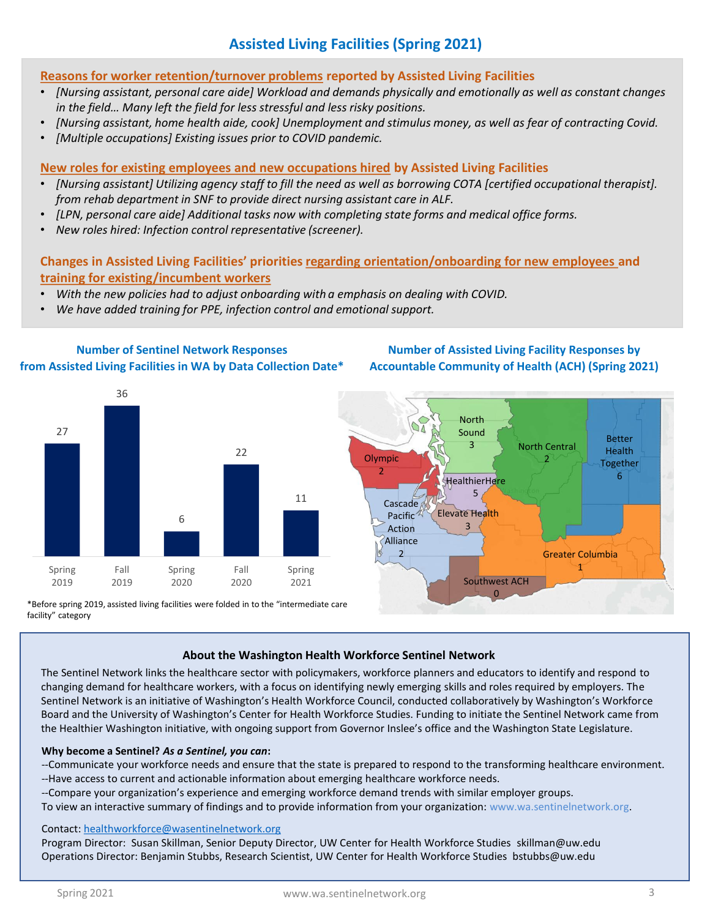## Assisted Living Facilities (Spring 2021)

### Reasons for worker retention/turnover problems reported by Assisted Living Facilities

- *[Nursing assistant, personal care aide] Workload and demands physically and emotionally as well as constant changes in the field… Many left the field for less stressful and less risky positions.*
- *[Nursing assistant, home health aide, cook] Unemployment and stimulus money, as well as fear of contracting Covid.*
- *[Multiple occupations] Existing issues prior to COVID pandemic.*

### New roles for existing employees and new occupations hired by Assisted Living Facilities

- *[Nursing assistant] Utilizing agency staff to fill the need as well as borrowing COTA [certified occupational therapist]. from rehab department in SNF to provide direct nursing assistant care in ALF.*
- *[LPN, personal care aide] Additional tasks now with completing state forms and medical office forms.*
- *New roles hired: Infection control representative (screener).*

### Changes in Assisted Living Facilities' priorities regarding orientation/onboarding for new employees and training for existing/incumbent workers

- *With the new policies had to adjust onboarding with a emphasis on dealing with COVID.*
- *We have added training for PPE, infection control and emotional support.*

**Number of Sentinel Network Responses from Assisted Living Facilities in WA by Data Collection Date\***

36
27
22
11
6
Spring 2019
Fall 2019
Spring 2020
Fall 2020
Spring 2021

\*Before spring 2019, assisted living facilities were folded in to the "intermediate care facility" category

**Number of Assisted Living Facility Responses by Accountable Community of Health (ACH) (Spring 2021)**

North Sound 3
North Central 2
Better Health Together 6
Olympic 2
HealthierHere 5
Cascade Pacific Action Alliance 2
Elevate Health 3
Greater Columbia 1
Southwest ACH 0

### About the Washington Health Workforce Sentinel Network

The Sentinel Network links the healthcare sector with policymakers, workforce planners and educators to identify and respond to changing demand for healthcare workers, with a focus on identifying newly emerging skills and roles required by employers. The Sentinel Network is an initiative of Washington's Health Workforce Council, conducted collaboratively by Washington's Workforce Board and the University of Washington's Center for Health Workforce Studies. Funding to initiate the Sentinel Network came from the Healthier Washington initiative, with ongoing support from Governor Inslee's office and the Washington State Legislature.

**Why become a Sentinel?** ***As a Sentinel, you can*****:**

--Communicate your workforce needs and ensure that the state is prepared to respond to the transforming healthcare environment.
--Have access to current and actionable information about emerging healthcare workforce needs.
--Compare your organization's experience and emerging workforce demand trends with similar employer groups.
To view an interactive summary of findings and to provide information from your organization: www.wa.sentinelnetwork.org.

Contact: healthworkforce@wasentinelnetwork.org
Program Director: Susan Skillman, Senior Deputy Director, UW Center for Health Workforce Studies skillman@uw.edu
Operations Director: Benjamin Stubbs, Research Scientist, UW Center for Health Workforce Studies bstubbs@uw.edu